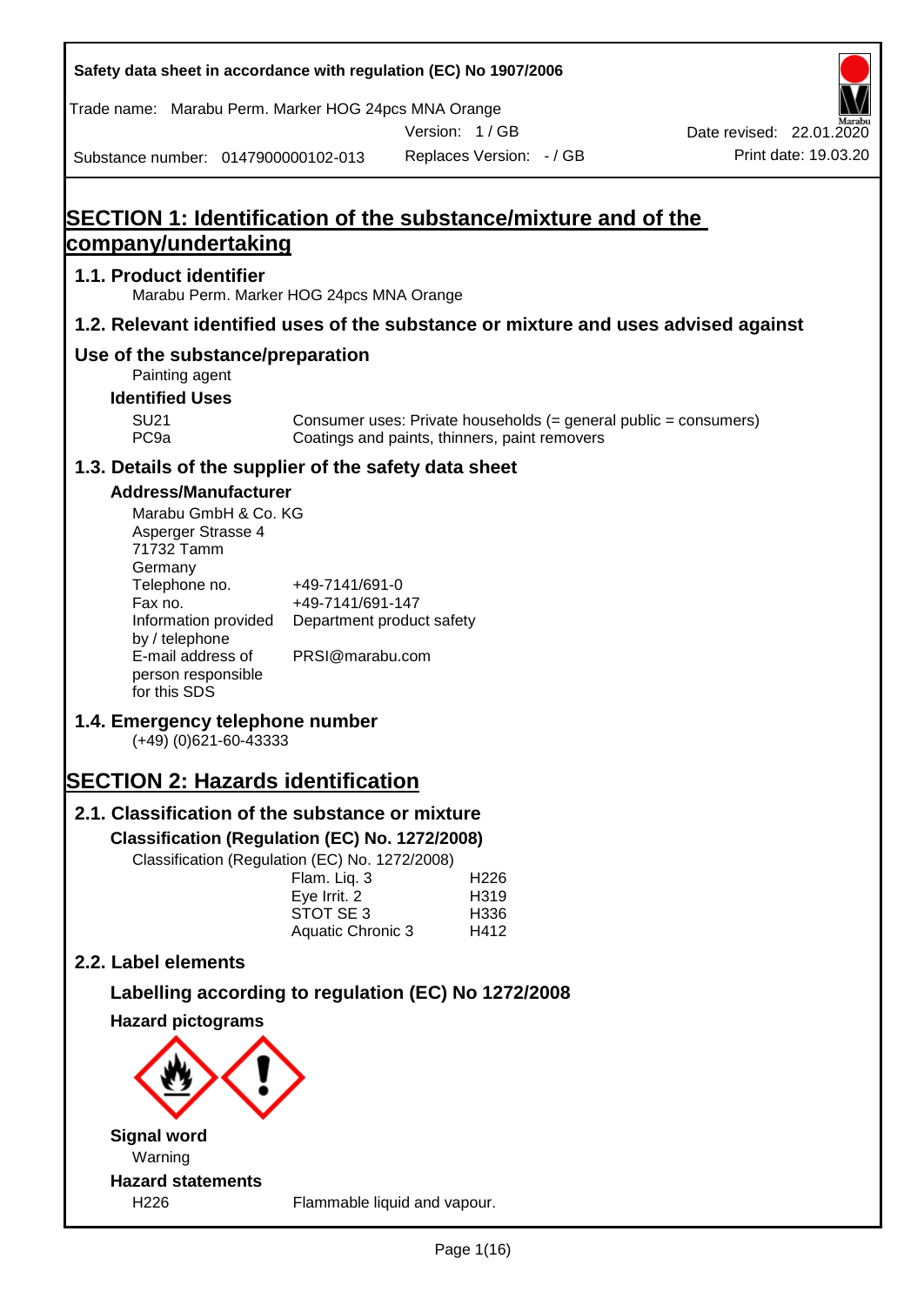Safety data sheet in accordance with regulation (EC) No 1907/2006

Trade name: Marabu Perm. Marker HOG 24pcs MNA Orange

Version: 1 / GB

Date revised: 22.01.2020

Substance number: 0147900000102-013

Replaces Version: - / GB

Print date: 19.03.20

# SECTION 1: Identification of the substance/mixture and of the company/undertaking

## 1.1. Product identifier

Marabu Perm. Marker HOG 24pcs MNA Orange

## 1.2. Relevant identified uses of the substance or mixture and uses advised against

## Use of the substance/preparation

Painting agent

### Identified Uses

| | |
|---|---|
| SU21 | Consumer uses: Private households (= general public = consumers) |
| PC9a | Coatings and paints, thinners, paint removers |

## 1.3. Details of the supplier of the safety data sheet

### Address/Manufacturer

Marabu GmbH & Co. KG
Asperger Strasse 4
71732 Tamm
Germany

| | |
|---|---|
| Telephone no. | +49-7141/691-0 |
| Fax no. | +49-7141/691-147 |
| Information provided by / telephone | Department product safety |
| E-mail address of person responsible for this SDS | PRSI@marabu.com |

## 1.4. Emergency telephone number

(+49) (0)621-60-43333

# SECTION 2: Hazards identification

## 2.1. Classification of the substance or mixture

### Classification (Regulation (EC) No. 1272/2008)

Classification (Regulation (EC) No. 1272/2008)

| | |
|---|---|
| Flam. Liq. 3 | H226 |
| Eye Irrit. 2 | H319 |
| STOT SE 3 | H336 |
| Aquatic Chronic 3 | H412 |

## 2.2. Label elements

### Labelling according to regulation (EC) No 1272/2008

### Hazard pictograms

### Signal word

Warning

### Hazard statements

| | |
|---|---|
| H226 | Flammable liquid and vapour. |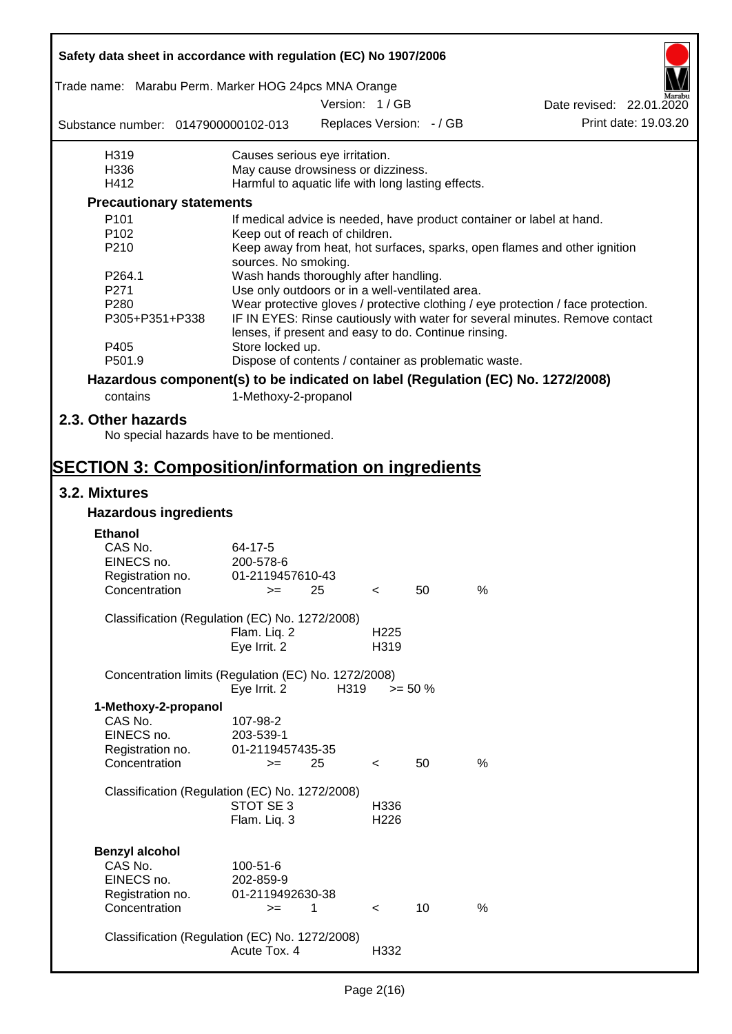| | |
|---|---|
| H319 | Causes serious eye irritation. |
| H336 | May cause drowsiness or dizziness. |
| H412 | Harmful to aquatic life with long lasting effects. |

**Precautionary statements**

| | |
|---|---|
| P101 | If medical advice is needed, have product container or label at hand. |
| P102 | Keep out of reach of children. |
| P210 | Keep away from heat, hot surfaces, sparks, open flames and other ignition sources. No smoking. |
| P264.1 | Wash hands thoroughly after handling. |
| P271 | Use only outdoors or in a well-ventilated area. |
| P280 | Wear protective gloves / protective clothing / eye protection / face protection. |
| P305+P351+P338 | IF IN EYES: Rinse cautiously with water for several minutes. Remove contact lenses, if present and easy to do. Continue rinsing. |
| P405 | Store locked up. |
| P501.9 | Dispose of contents / container as problematic waste. |

**Hazardous component(s) to be indicated on label (Regulation (EC) No. 1272/2008)**

contains 1-Methoxy-2-propanol

## 2.3. Other hazards

No special hazards have to be mentioned.

# SECTION 3: Composition/information on ingredients

## 3.2. Mixtures

### Hazardous ingredients

**Ethanol**

| | |
|---|---|
| CAS No. | 64-17-5 |
| EINECS no. | 200-578-6 |
| Registration no. | 01-2119457610-43 |
| Concentration | >= 25 < 50 % |

Classification (Regulation (EC) No. 1272/2008)

| | |
|---|---|
| Flam. Liq. 2 | H225 |
| Eye Irrit. 2 | H319 |

Concentration limits (Regulation (EC) No. 1272/2008)

| | | |
|---|---|---|
| Eye Irrit. 2 | H319 | >= 50 % |

**1-Methoxy-2-propanol**

| | |
|---|---|
| CAS No. | 107-98-2 |
| EINECS no. | 203-539-1 |
| Registration no. | 01-2119457435-35 |
| Concentration | >= 25 < 50 % |

Classification (Regulation (EC) No. 1272/2008)

| | |
|---|---|
| STOT SE 3 | H336 |
| Flam. Liq. 3 | H226 |

**Benzyl alcohol**

| | |
|---|---|
| CAS No. | 100-51-6 |
| EINECS no. | 202-859-9 |
| Registration no. | 01-2119492630-38 |
| Concentration | >= 1 < 10 % |

Classification (Regulation (EC) No. 1272/2008)

| | |
|---|---|
| Acute Tox. 4 | H332 |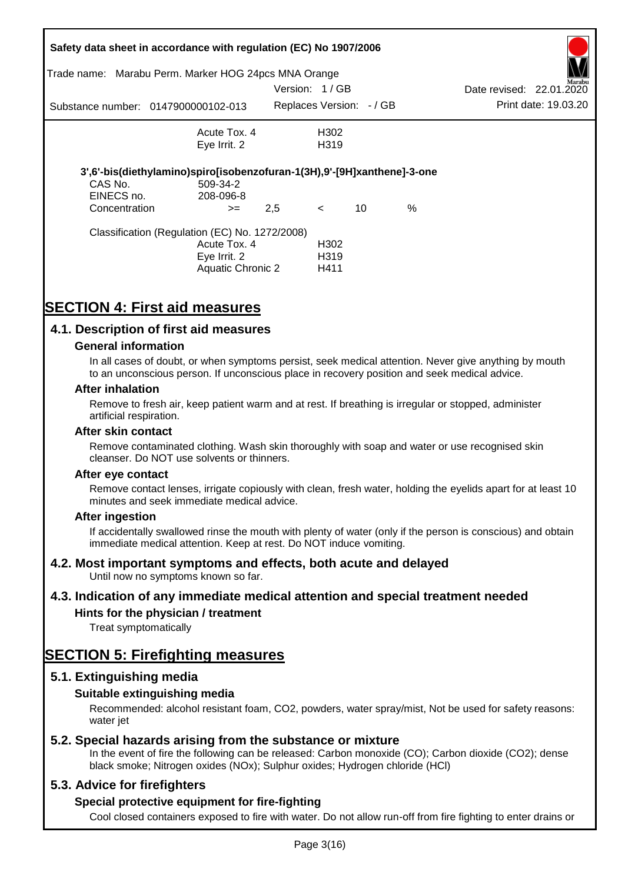| | | |
|---|---|---|
| | Acute Tox. 4 | H302 |
| | Eye Irrit. 2 | H319 |

**3',6'-bis(diethylamino)spiro[isobenzofuran-1(3H),9'-[9H]xanthene]-3-one**

| | | | | | |
|---|---|---|---|---|---|
| CAS No. | 509-34-2 | | | | |
| EINECS no. | 208-096-8 | | | | |
| Concentration | >= | 2,5 | < | 10 | % |

Classification (Regulation (EC) No. 1272/2008)

| | |
|---|---|
| Acute Tox. 4 | H302 |
| Eye Irrit. 2 | H319 |
| Aquatic Chronic 2 | H411 |

# SECTION 4: First aid measures

## 4.1. Description of first aid measures

### General information

In all cases of doubt, or when symptoms persist, seek medical attention. Never give anything by mouth to an unconscious person. If unconscious place in recovery position and seek medical advice.

### After inhalation

Remove to fresh air, keep patient warm and at rest. If breathing is irregular or stopped, administer artificial respiration.

### After skin contact

Remove contaminated clothing. Wash skin thoroughly with soap and water or use recognised skin cleanser. Do NOT use solvents or thinners.

### After eye contact

Remove contact lenses, irrigate copiously with clean, fresh water, holding the eyelids apart for at least 10 minutes and seek immediate medical advice.

### After ingestion

If accidentally swallowed rinse the mouth with plenty of water (only if the person is conscious) and obtain immediate medical attention. Keep at rest. Do NOT induce vomiting.

## 4.2. Most important symptoms and effects, both acute and delayed

Until now no symptoms known so far.

## 4.3. Indication of any immediate medical attention and special treatment needed

### Hints for the physician / treatment

Treat symptomatically

# SECTION 5: Firefighting measures

## 5.1. Extinguishing media

### Suitable extinguishing media

Recommended: alcohol resistant foam, $CO_2$, powders, water spray/mist, Not be used for safety reasons: water jet

## 5.2. Special hazards arising from the substance or mixture

In the event of fire the following can be released: Carbon monoxide (CO); Carbon dioxide ($CO_2$); dense black smoke; Nitrogen oxides ($NO_x$); Sulphur oxides; Hydrogen chloride (HCl)

## 5.3. Advice for firefighters

### Special protective equipment for fire-fighting

Cool closed containers exposed to fire with water. Do not allow run-off from fire fighting to enter drains or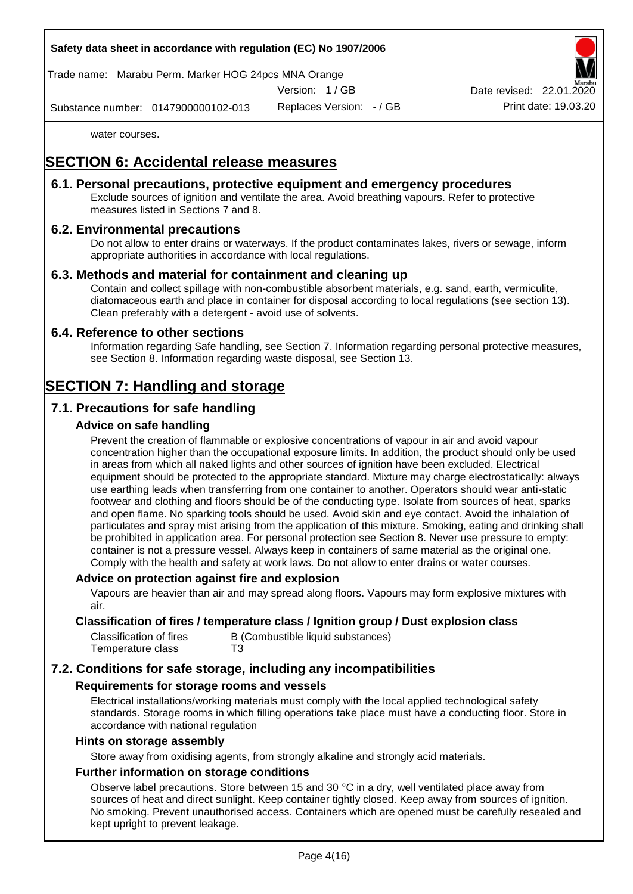water courses.

# SECTION 6: Accidental release measures

## 6.1. Personal precautions, protective equipment and emergency procedures

Exclude sources of ignition and ventilate the area. Avoid breathing vapours. Refer to protective measures listed in Sections 7 and 8.

## 6.2. Environmental precautions

Do not allow to enter drains or waterways. If the product contaminates lakes, rivers or sewage, inform appropriate authorities in accordance with local regulations.

## 6.3. Methods and material for containment and cleaning up

Contain and collect spillage with non-combustible absorbent materials, e.g. sand, earth, vermiculite, diatomaceous earth and place in container for disposal according to local regulations (see section 13). Clean preferably with a detergent - avoid use of solvents.

## 6.4. Reference to other sections

Information regarding Safe handling, see Section 7. Information regarding personal protective measures, see Section 8. Information regarding waste disposal, see Section 13.

# SECTION 7: Handling and storage

## 7.1. Precautions for safe handling

### Advice on safe handling

Prevent the creation of flammable or explosive concentrations of vapour in air and avoid vapour concentration higher than the occupational exposure limits. In addition, the product should only be used in areas from which all naked lights and other sources of ignition have been excluded. Electrical equipment should be protected to the appropriate standard. Mixture may charge electrostatically: always use earthing leads when transferring from one container to another. Operators should wear anti-static footwear and clothing and floors should be of the conducting type. Isolate from sources of heat, sparks and open flame. No sparking tools should be used. Avoid skin and eye contact. Avoid the inhalation of particulates and spray mist arising from the application of this mixture. Smoking, eating and drinking shall be prohibited in application area. For personal protection see Section 8. Never use pressure to empty: container is not a pressure vessel. Always keep in containers of same material as the original one. Comply with the health and safety at work laws. Do not allow to enter drains or water courses.

### Advice on protection against fire and explosion

Vapours are heavier than air and may spread along floors. Vapours may form explosive mixtures with air.

### Classification of fires / temperature class / Ignition group / Dust explosion class

| | |
|---|---|
| Classification of fires | B (Combustible liquid substances) |
| Temperature class | T3 |

## 7.2. Conditions for safe storage, including any incompatibilities

### Requirements for storage rooms and vessels

Electrical installations/working materials must comply with the local applied technological safety standards. Storage rooms in which filling operations take place must have a conducting floor. Store in accordance with national regulation

### Hints on storage assembly

Store away from oxidising agents, from strongly alkaline and strongly acid materials.

### Further information on storage conditions

Observe label precautions. Store between 15 and 30 °C in a dry, well ventilated place away from sources of heat and direct sunlight. Keep container tightly closed. Keep away from sources of ignition. No smoking. Prevent unauthorised access. Containers which are opened must be carefully resealed and kept upright to prevent leakage.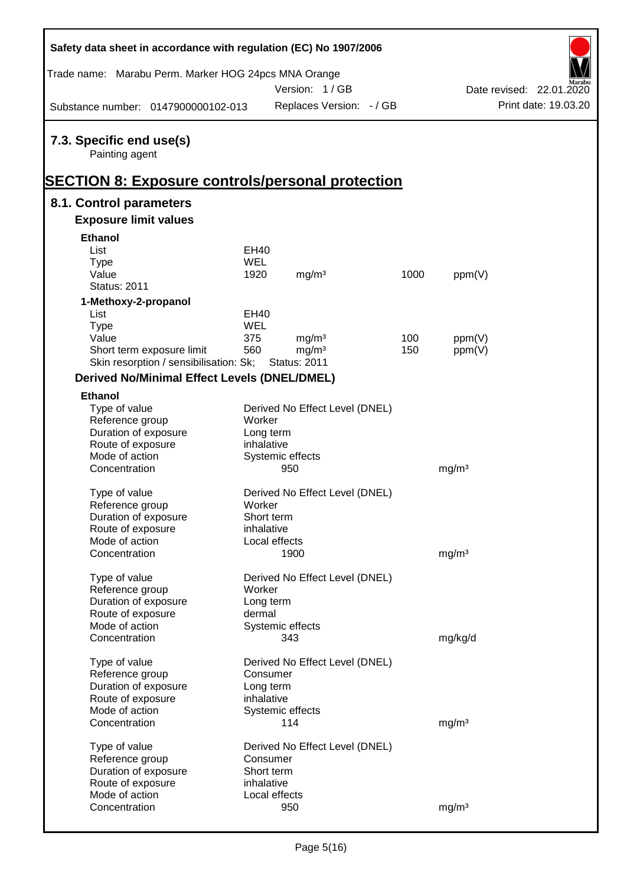### 7.3. Specific end use(s)

Painting agent

## SECTION 8: Exposure controls/personal protection

### 8.1. Control parameters

#### Exposure limit values

**Ethanol**

| | | | | |
|---|---|---|---|---|
| List | EH40 | | | |
| Type | WEL | | | |
| Value | 1920 | mg/m³ | 1000 | ppm(V) |
| Status: 2011 | | | | |

**1-Methoxy-2-propanol**

| | | | | |
|---|---|---|---|---|
| List | EH40 | | | |
| Type | WEL | | | |
| Value | 375 | mg/m³ | 100 | ppm(V) |
| Short term exposure limit | 560 | mg/m³ | 150 | ppm(V) |
| Skin resorption / sensibilisation: Sk; | Status: 2011 | | | |

#### Derived No/Minimal Effect Levels (DNEL/DMEL)

**Ethanol**

| | | |
|---|---|---|
| Type of value | Derived No Effect Level (DNEL) | |
| Reference group | Worker | |
| Duration of exposure | Long term | |
| Route of exposure | inhalative | |
| Mode of action | Systemic effects | |
| Concentration | 950 | mg/m³ |

| | | |
|---|---|---|
| Type of value | Derived No Effect Level (DNEL) | |
| Reference group | Worker | |
| Duration of exposure | Short term | |
| Route of exposure | inhalative | |
| Mode of action | Local effects | |
| Concentration | 1900 | mg/m³ |

| | | |
|---|---|---|
| Type of value | Derived No Effect Level (DNEL) | |
| Reference group | Worker | |
| Duration of exposure | Long term | |
| Route of exposure | dermal | |
| Mode of action | Systemic effects | |
| Concentration | 343 | mg/kg/d |

| | | |
|---|---|---|
| Type of value | Derived No Effect Level (DNEL) | |
| Reference group | Consumer | |
| Duration of exposure | Long term | |
| Route of exposure | inhalative | |
| Mode of action | Systemic effects | |
| Concentration | 114 | mg/m³ |

| | | |
|---|---|---|
| Type of value | Derived No Effect Level (DNEL) | |
| Reference group | Consumer | |
| Duration of exposure | Short term | |
| Route of exposure | inhalative | |
| Mode of action | Local effects | |
| Concentration | 950 | mg/m³ |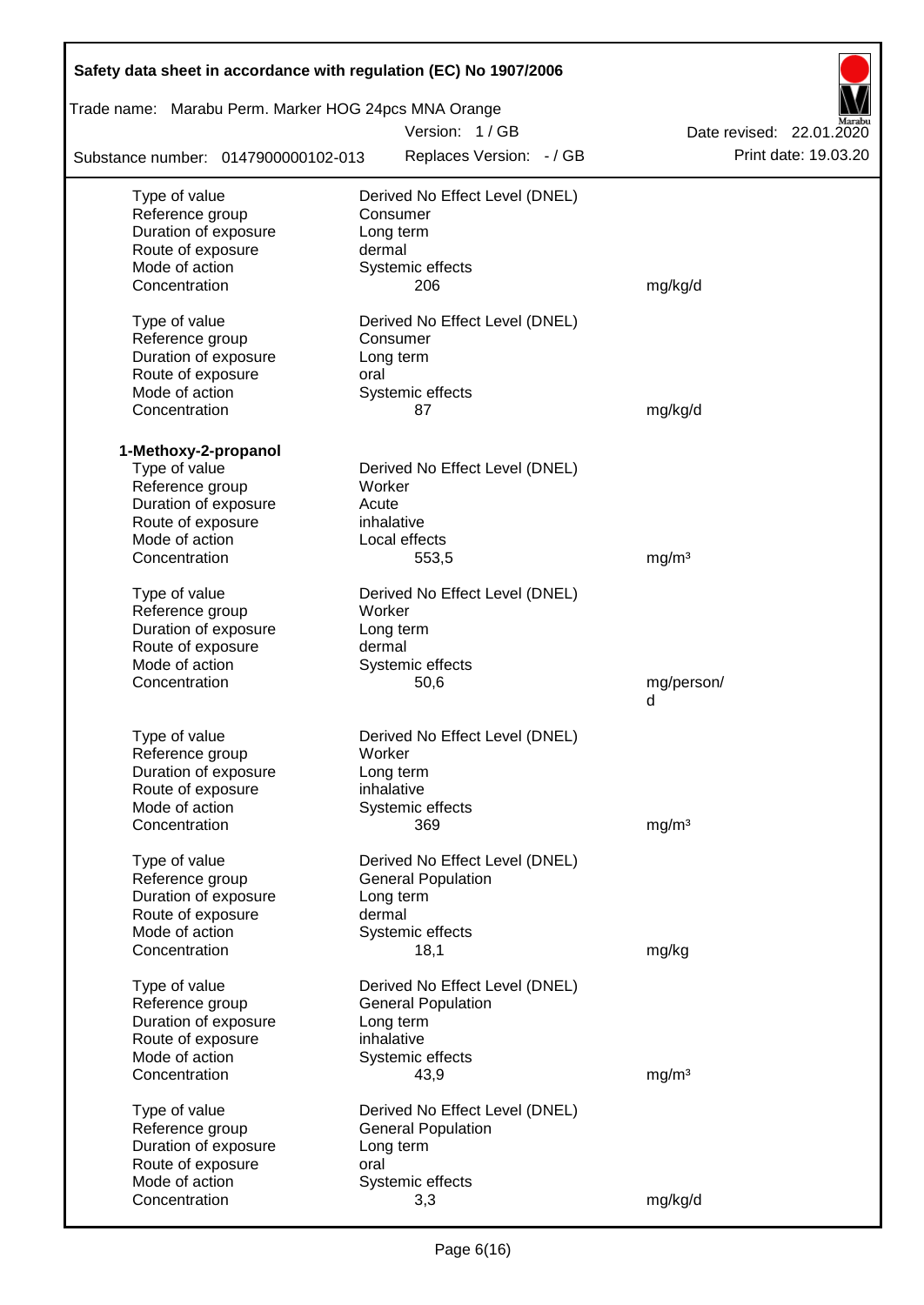| | | |
|---|---|---|
| Type of value | Derived No Effect Level (DNEL) | |
| Reference group | Consumer | |
| Duration of exposure | Long term | |
| Route of exposure | dermal | |
| Mode of action | Systemic effects | |
| Concentration | 206 | mg/kg/d |
| | | |
| Type of value | Derived No Effect Level (DNEL) | |
| Reference group | Consumer | |
| Duration of exposure | Long term | |
| Route of exposure | oral | |
| Mode of action | Systemic effects | |
| Concentration | 87 | mg/kg/d |

**1-Methoxy-2-propanol**

| | | |
|---|---|---|
| Type of value | Derived No Effect Level (DNEL) | |
| Reference group | Worker | |
| Duration of exposure | Acute | |
| Route of exposure | inhalative | |
| Mode of action | Local effects | |
| Concentration | 553,5 | mg/m³ |
| | | |
| Type of value | Derived No Effect Level (DNEL) | |
| Reference group | Worker | |
| Duration of exposure | Long term | |
| Route of exposure | dermal | |
| Mode of action | Systemic effects | |
| Concentration | 50,6 | mg/person/d |
| | | |
| Type of value | Derived No Effect Level (DNEL) | |
| Reference group | Worker | |
| Duration of exposure | Long term | |
| Route of exposure | inhalative | |
| Mode of action | Systemic effects | |
| Concentration | 369 | mg/m³ |
| | | |
| Type of value | Derived No Effect Level (DNEL) | |
| Reference group | General Population | |
| Duration of exposure | Long term | |
| Route of exposure | dermal | |
| Mode of action | Systemic effects | |
| Concentration | 18,1 | mg/kg |
| | | |
| Type of value | Derived No Effect Level (DNEL) | |
| Reference group | General Population | |
| Duration of exposure | Long term | |
| Route of exposure | inhalative | |
| Mode of action | Systemic effects | |
| Concentration | 43,9 | mg/m³ |
| | | |
| Type of value | Derived No Effect Level (DNEL) | |
| Reference group | General Population | |
| Duration of exposure | Long term | |
| Route of exposure | oral | |
| Mode of action | Systemic effects | |
| Concentration | 3,3 | mg/kg/d |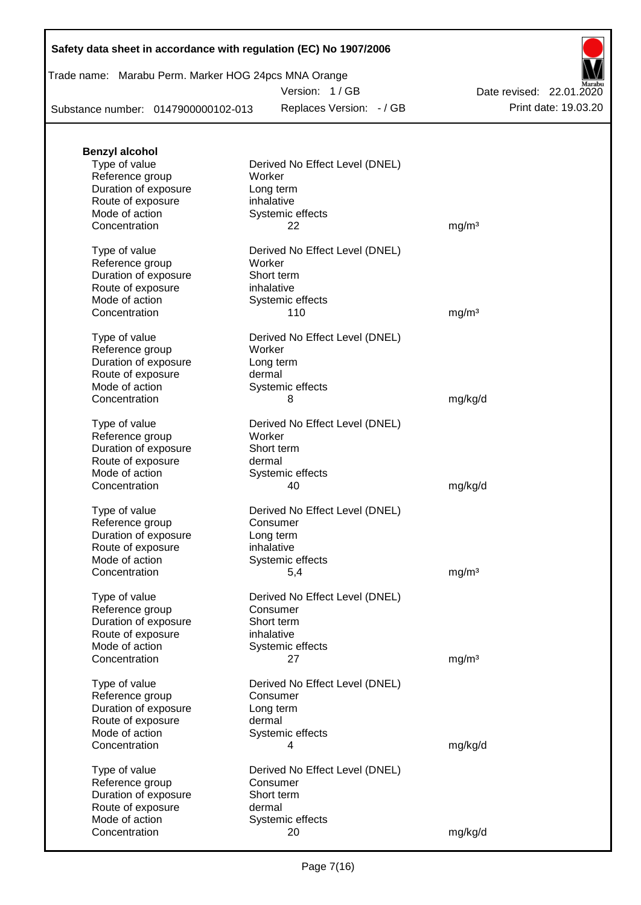**Benzyl alcohol**

| | | |
|---|---|---|
| Type of value | Derived No Effect Level (DNEL) | |
| Reference group | Worker | |
| Duration of exposure | Long term | |
| Route of exposure | inhalative | |
| Mode of action | Systemic effects | |
| Concentration | 22 | mg/m³ |

| | | |
|---|---|---|
| Type of value | Derived No Effect Level (DNEL) | |
| Reference group | Worker | |
| Duration of exposure | Short term | |
| Route of exposure | inhalative | |
| Mode of action | Systemic effects | |
| Concentration | 110 | mg/m³ |

| | | |
|---|---|---|
| Type of value | Derived No Effect Level (DNEL) | |
| Reference group | Worker | |
| Duration of exposure | Long term | |
| Route of exposure | dermal | |
| Mode of action | Systemic effects | |
| Concentration | 8 | mg/kg/d |

| | | |
|---|---|---|
| Type of value | Derived No Effect Level (DNEL) | |
| Reference group | Worker | |
| Duration of exposure | Short term | |
| Route of exposure | dermal | |
| Mode of action | Systemic effects | |
| Concentration | 40 | mg/kg/d |

| | | |
|---|---|---|
| Type of value | Derived No Effect Level (DNEL) | |
| Reference group | Consumer | |
| Duration of exposure | Long term | |
| Route of exposure | inhalative | |
| Mode of action | Systemic effects | |
| Concentration | 5,4 | mg/m³ |

| | | |
|---|---|---|
| Type of value | Derived No Effect Level (DNEL) | |
| Reference group | Consumer | |
| Duration of exposure | Short term | |
| Route of exposure | inhalative | |
| Mode of action | Systemic effects | |
| Concentration | 27 | mg/m³ |

| | | |
|---|---|---|
| Type of value | Derived No Effect Level (DNEL) | |
| Reference group | Consumer | |
| Duration of exposure | Long term | |
| Route of exposure | dermal | |
| Mode of action | Systemic effects | |
| Concentration | 4 | mg/kg/d |

| | | |
|---|---|---|
| Type of value | Derived No Effect Level (DNEL) | |
| Reference group | Consumer | |
| Duration of exposure | Short term | |
| Route of exposure | dermal | |
| Mode of action | Systemic effects | |
| Concentration | 20 | mg/kg/d |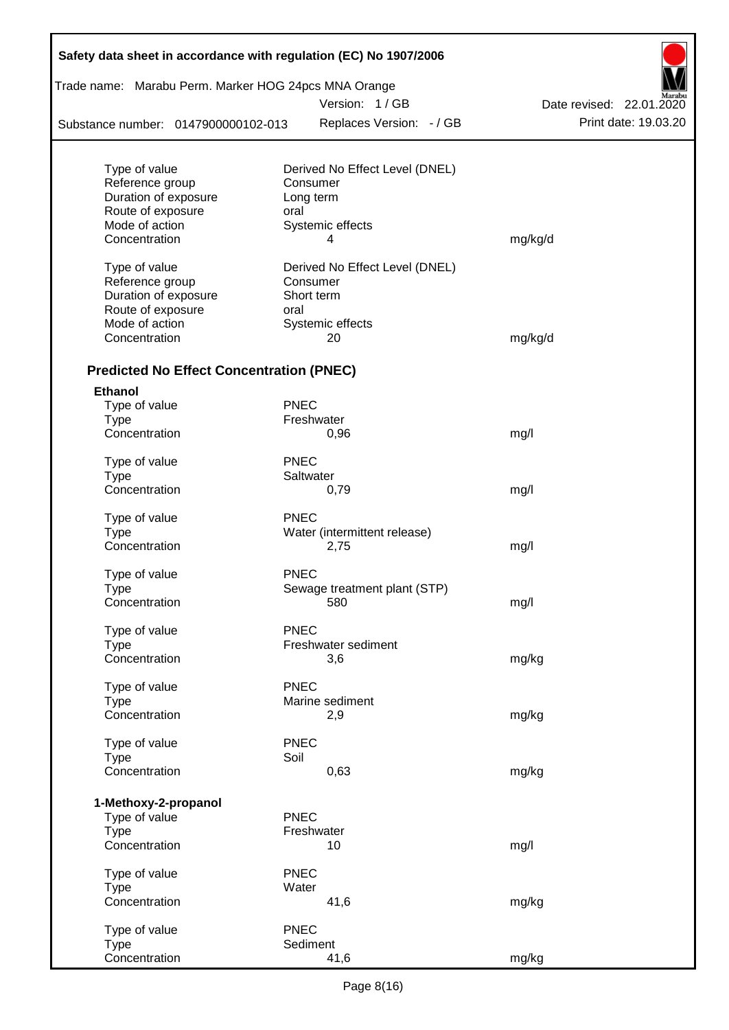| | | |
|---|---|---|
| Type of value | Derived No Effect Level (DNEL) | |
| Reference group | Consumer | |
| Duration of exposure | Long term | |
| Route of exposure | oral | |
| Mode of action | Systemic effects | |
| Concentration | 4 | mg/kg/d |

| | | |
|---|---|---|
| Type of value | Derived No Effect Level (DNEL) | |
| Reference group | Consumer | |
| Duration of exposure | Short term | |
| Route of exposure | oral | |
| Mode of action | Systemic effects | |
| Concentration | 20 | mg/kg/d |

### Predicted No Effect Concentration (PNEC)

**Ethanol**

| | | |
|---|---|---|
| Type of value | PNEC | |
| Type | Freshwater | |
| Concentration | 0,96 | mg/l |

| | | |
|---|---|---|
| Type of value | PNEC | |
| Type | Saltwater | |
| Concentration | 0,79 | mg/l |

| | | |
|---|---|---|
| Type of value | PNEC | |
| Type | Water (intermittent release) | |
| Concentration | 2,75 | mg/l |

| | | |
|---|---|---|
| Type of value | PNEC | |
| Type | Sewage treatment plant (STP) | |
| Concentration | 580 | mg/l |

| | | |
|---|---|---|
| Type of value | PNEC | |
| Type | Freshwater sediment | |
| Concentration | 3,6 | mg/kg |

| | | |
|---|---|---|
| Type of value | PNEC | |
| Type | Marine sediment | |
| Concentration | 2,9 | mg/kg |

| | | |
|---|---|---|
| Type of value | PNEC | |
| Type | Soil | |
| Concentration | 0,63 | mg/kg |

**1-Methoxy-2-propanol**

| | | |
|---|---|---|
| Type of value | PNEC | |
| Type | Freshwater | |
| Concentration | 10 | mg/l |

| | | |
|---|---|---|
| Type of value | PNEC | |
| Type | Water | |
| Concentration | 41,6 | mg/kg |

| | | |
|---|---|---|
| Type of value | PNEC | |
| Type | Sediment | |
| Concentration | 41,6 | mg/kg |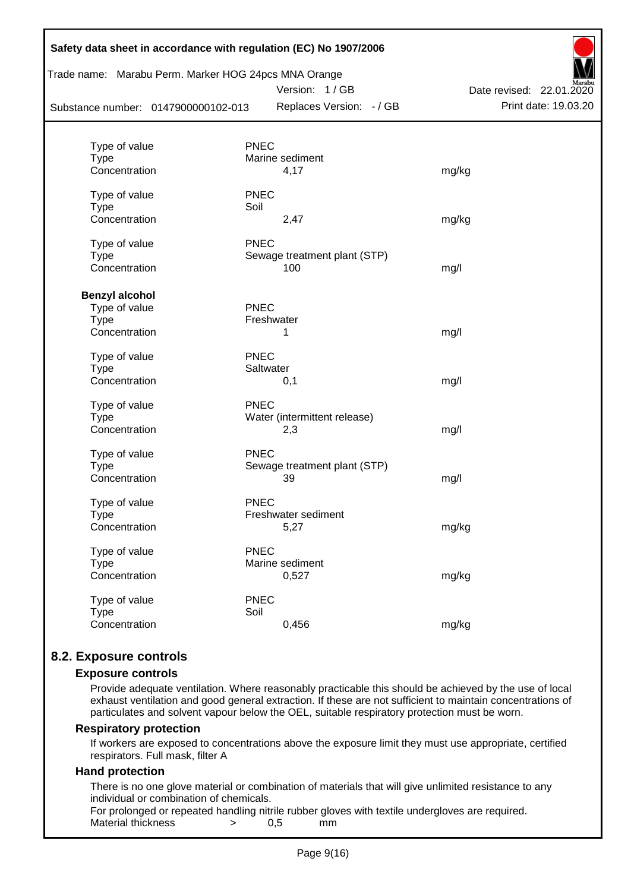| | | |
|---|---|---|
| Type of value | PNEC | |
| Type | Marine sediment | |
| Concentration | 4,17 | mg/kg |
| | | |
| Type of value | PNEC | |
| Type | Soil | |
| Concentration | 2,47 | mg/kg |
| | | |
| Type of value | PNEC | |
| Type | Sewage treatment plant (STP) | |
| Concentration | 100 | mg/l |

**Benzyl alcohol**

| | | |
|---|---|---|
| Type of value | PNEC | |
| Type | Freshwater | |
| Concentration | 1 | mg/l |
| | | |
| Type of value | PNEC | |
| Type | Saltwater | |
| Concentration | 0,1 | mg/l |
| | | |
| Type of value | PNEC | |
| Type | Water (intermittent release) | |
| Concentration | 2,3 | mg/l |
| | | |
| Type of value | PNEC | |
| Type | Sewage treatment plant (STP) | |
| Concentration | 39 | mg/l |
| | | |
| Type of value | PNEC | |
| Type | Freshwater sediment | |
| Concentration | 5,27 | mg/kg |
| | | |
| Type of value | PNEC | |
| Type | Marine sediment | |
| Concentration | 0,527 | mg/kg |
| | | |
| Type of value | PNEC | |
| Type | Soil | |
| Concentration | 0,456 | mg/kg |

## 8.2. Exposure controls

### Exposure controls

Provide adequate ventilation. Where reasonably practicable this should be achieved by the use of local exhaust ventilation and good general extraction. If these are not sufficient to maintain concentrations of particulates and solvent vapour below the OEL, suitable respiratory protection must be worn.

### Respiratory protection

If workers are exposed to concentrations above the exposure limit they must use appropriate, certified respirators. Full mask, filter A

### Hand protection

There is no one glove material or combination of materials that will give unlimited resistance to any individual or combination of chemicals.

For prolonged or repeated handling nitrile rubber gloves with textile undergloves are required.

Material thickness > 0,5 mm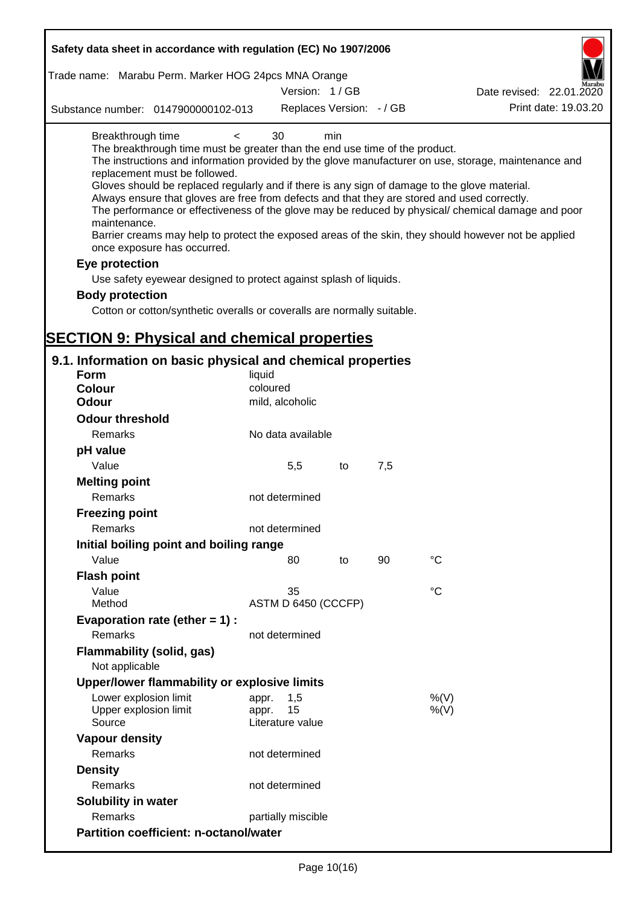Breakthrough time < 30 min

The breakthrough time must be greater than the end use time of the product.

The instructions and information provided by the glove manufacturer on use, storage, maintenance and replacement must be followed.

Gloves should be replaced regularly and if there is any sign of damage to the glove material.

Always ensure that gloves are free from defects and that they are stored and used correctly.

The performance or effectiveness of the glove may be reduced by physical/ chemical damage and poor maintenance.

Barrier creams may help to protect the exposed areas of the skin, they should however not be applied once exposure has occurred.

### Eye protection

Use safety eyewear designed to protect against splash of liquids.

### Body protection

Cotton or cotton/synthetic overalls or coveralls are normally suitable.

# SECTION 9: Physical and chemical properties

## 9.1. Information on basic physical and chemical properties

**Form**: liquid

**Colour**: coloured

**Odour**: mild, alcoholic

**Odour threshold**

Remarks: No data available

**pH value**

Value: 5,5 to 7,5

**Melting point**

Remarks: not determined

**Freezing point**

Remarks: not determined

**Initial boiling point and boiling range**

Value: 80 to 90 °C

**Flash point**

Value: 35 °C

Method: ASTM D 6450 (CCCFP)

**Evaporation rate (ether = 1) :**

Remarks: not determined

**Flammability (solid, gas)**

Not applicable

**Upper/lower flammability or explosive limits**

Lower explosion limit: appr. 1,5 %(V)

Upper explosion limit: appr. 15 %(V)

Source: Literature value

**Vapour density**

Remarks: not determined

**Density**

Remarks: not determined

**Solubility in water**

Remarks: partially miscible

**Partition coefficient: n-octanol/water**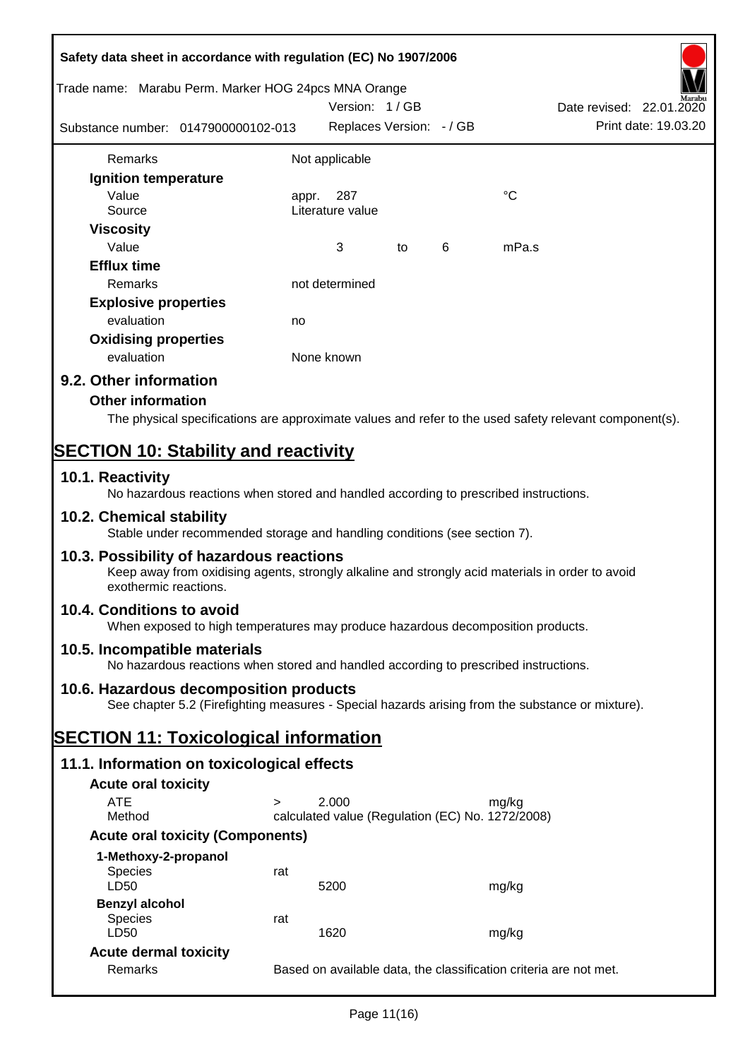| | | | | | |
|---|---|---|---|---|---|
| Remarks | Not applicable | | | | |
| **Ignition temperature** | | | | | |
| Value | appr. | 287 | | | °C |
| Source | Literature value | | | | |
| **Viscosity** | | | | | |
| Value | | 3 | to | 6 | mPa.s |
| **Efflux time** | | | | | |
| Remarks | not determined | | | | |
| **Explosive properties** | | | | | |
| evaluation | no | | | | |
| **Oxidising properties** | | | | | |
| evaluation | None known | | | | |

## 9.2. Other information

### Other information

The physical specifications are approximate values and refer to the used safety relevant component(s).

# SECTION 10: Stability and reactivity

## 10.1. Reactivity

No hazardous reactions when stored and handled according to prescribed instructions.

## 10.2. Chemical stability

Stable under recommended storage and handling conditions (see section 7).

## 10.3. Possibility of hazardous reactions

Keep away from oxidising agents, strongly alkaline and strongly acid materials in order to avoid exothermic reactions.

## 10.4. Conditions to avoid

When exposed to high temperatures may produce hazardous decomposition products.

## 10.5. Incompatible materials

No hazardous reactions when stored and handled according to prescribed instructions.

## 10.6. Hazardous decomposition products

See chapter 5.2 (Firefighting measures - Special hazards arising from the substance or mixture).

# SECTION 11: Toxicological information

## 11.1. Information on toxicological effects

### Acute oral toxicity

| | | | |
|---|---|---|---|
| ATE | > | 2.000 | mg/kg |
| Method | calculated value (Regulation (EC) No. 1272/2008) | | |

### Acute oral toxicity (Components)

**1-Methoxy-2-propanol**

| | | |
|---|---|---|
| Species | rat | |
| LD50 | 5200 | mg/kg |

**Benzyl alcohol**

| | | |
|---|---|---|
| Species | rat | |
| LD50 | 1620 | mg/kg |

### Acute dermal toxicity

| | |
|---|---|
| Remarks | Based on available data, the classification criteria are not met. |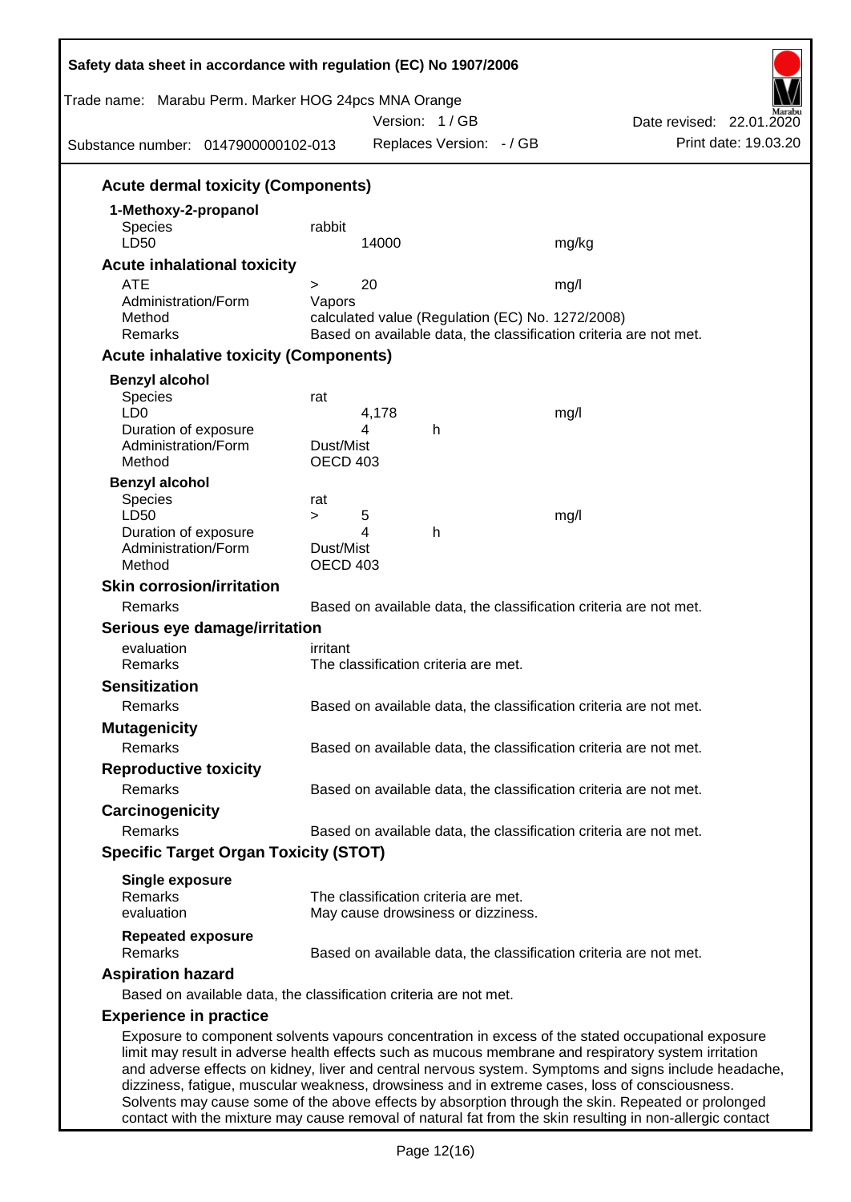### Acute dermal toxicity (Components)

**1-Methoxy-2-propanol**

| | | | |
|---|---|---|---|
| Species | rabbit | | |
| LD50 | 14000 | | mg/kg |

### Acute inhalational toxicity

| | | | |
|---|---|---|---|
| ATE | > | 20 | mg/l |
| Administration/Form | Vapors | | |
| Method | calculated value (Regulation (EC) No. 1272/2008) | | |
| Remarks | Based on available data, the classification criteria are not met. | | |

### Acute inhalative toxicity (Components)

**Benzyl alcohol**

| | | | |
|---|---|---|---|
| Species | rat | | |
| LD0 | 4,178 | | mg/l |
| Duration of exposure | 4 | h | |
| Administration/Form | Dust/Mist | | |
| Method | OECD 403 | | |

**Benzyl alcohol**

| | | | |
|---|---|---|---|
| Species | rat | | |
| LD50 | > 5 | | mg/l |
| Duration of exposure | 4 | h | |
| Administration/Form | Dust/Mist | | |
| Method | OECD 403 | | |

### Skin corrosion/irritation

Remarks: Based on available data, the classification criteria are not met.

### Serious eye damage/irritation

evaluation: irritant
Remarks: The classification criteria are met.

### Sensitization

Remarks: Based on available data, the classification criteria are not met.

### Mutagenicity

Remarks: Based on available data, the classification criteria are not met.

### Reproductive toxicity

Remarks: Based on available data, the classification criteria are not met.

### Carcinogenicity

Remarks: Based on available data, the classification criteria are not met.

### Specific Target Organ Toxicity (STOT)

**Single exposure**
Remarks: The classification criteria are met.
evaluation: May cause drowsiness or dizziness.

**Repeated exposure**
Remarks: Based on available data, the classification criteria are not met.

### Aspiration hazard

Based on available data, the classification criteria are not met.

### Experience in practice

Exposure to component solvents vapours concentration in excess of the stated occupational exposure limit may result in adverse health effects such as mucous membrane and respiratory system irritation and adverse effects on kidney, liver and central nervous system. Symptoms and signs include headache, dizziness, fatigue, muscular weakness, drowsiness and in extreme cases, loss of consciousness. Solvents may cause some of the above effects by absorption through the skin. Repeated or prolonged contact with the mixture may cause removal of natural fat from the skin resulting in non-allergic contact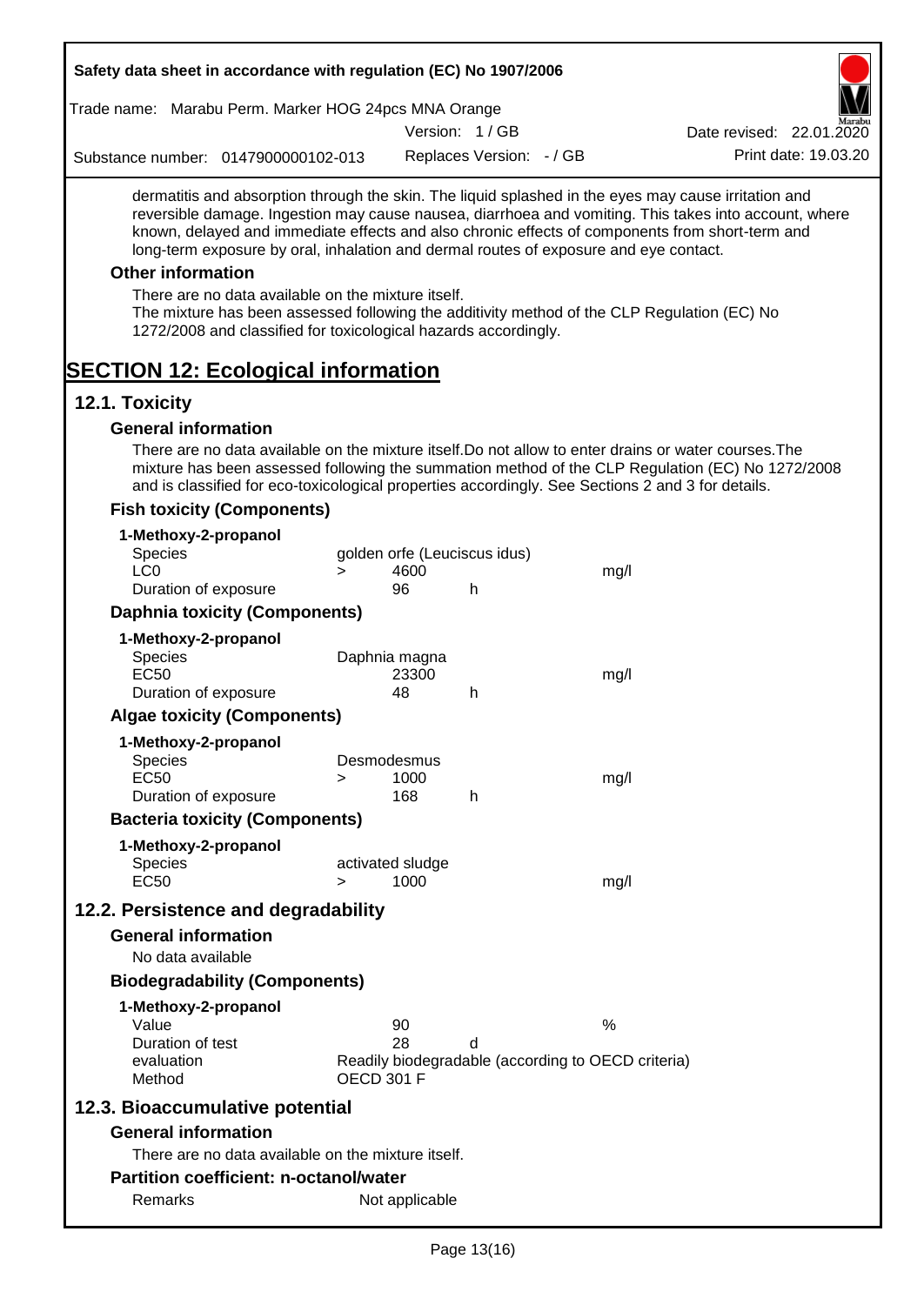dermatitis and absorption through the skin. The liquid splashed in the eyes may cause irritation and reversible damage. Ingestion may cause nausea, diarrhoea and vomiting. This takes into account, where known, delayed and immediate effects and also chronic effects of components from short-term and long-term exposure by oral, inhalation and dermal routes of exposure and eye contact.

### Other information

There are no data available on the mixture itself.
The mixture has been assessed following the additivity method of the CLP Regulation (EC) No 1272/2008 and classified for toxicological hazards accordingly.

# SECTION 12: Ecological information

## 12.1. Toxicity

### General information

There are no data available on the mixture itself.Do not allow to enter drains or water courses.The mixture has been assessed following the summation method of the CLP Regulation (EC) No 1272/2008 and is classified for eco-toxicological properties accordingly. See Sections 2 and 3 for details.

### Fish toxicity (Components)

**1-Methoxy-2-propanol**

| | | | | |
|---|---|---|---|---|
| Species | golden orfe (Leuciscus idus) | | | |
| LC0 | > | 4600 | | mg/l |
| Duration of exposure | | 96 | h | |

### Daphnia toxicity (Components)

**1-Methoxy-2-propanol**

| | | | | |
|---|---|---|---|---|
| Species | Daphnia magna | | | |
| EC50 | | 23300 | | mg/l |
| Duration of exposure | | 48 | h | |

### Algae toxicity (Components)

**1-Methoxy-2-propanol**

| | | | | |
|---|---|---|---|---|
| Species | Desmodesmus | | | |
| EC50 | > | 1000 | | mg/l |
| Duration of exposure | | 168 | h | |

### Bacteria toxicity (Components)

**1-Methoxy-2-propanol**

| | | | | |
|---|---|---|---|---|
| Species | activated sludge | | | |
| EC50 | > | 1000 | | mg/l |

## 12.2. Persistence and degradability

### General information

No data available

### Biodegradability (Components)

**1-Methoxy-2-propanol**

| | | | |
|---|---|---|---|
| Value | 90 | | % |
| Duration of test | 28 | d | |
| evaluation | Readily biodegradable (according to OECD criteria) | | |
| Method | OECD 301 F | | |

## 12.3. Bioaccumulative potential

### General information

There are no data available on the mixture itself.

### Partition coefficient: n-octanol/water

| | |
|---|---|
| Remarks | Not applicable |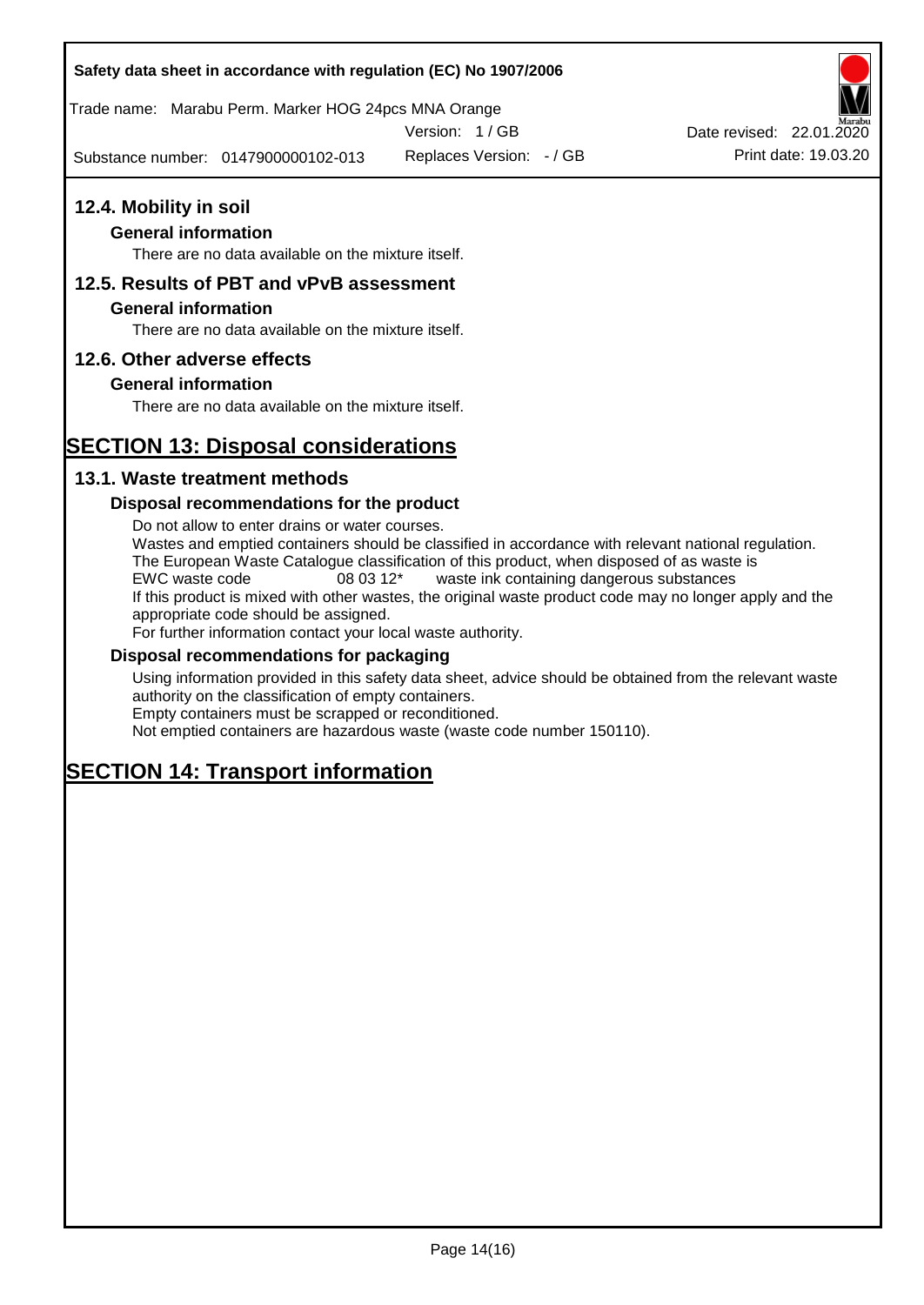## 12.4. Mobility in soil

### General information

There are no data available on the mixture itself.

## 12.5. Results of PBT and vPvB assessment

### General information

There are no data available on the mixture itself.

## 12.6. Other adverse effects

### General information

There are no data available on the mixture itself.

# SECTION 13: Disposal considerations

## 13.1. Waste treatment methods

### Disposal recommendations for the product

Do not allow to enter drains or water courses.
Wastes and emptied containers should be classified in accordance with relevant national regulation.
The European Waste Catalogue classification of this product, when disposed of as waste is
EWC waste code 08 03 12* waste ink containing dangerous substances
If this product is mixed with other wastes, the original waste product code may no longer apply and the appropriate code should be assigned.
For further information contact your local waste authority.

### Disposal recommendations for packaging

Using information provided in this safety data sheet, advice should be obtained from the relevant waste authority on the classification of empty containers.
Empty containers must be scrapped or reconditioned.
Not emptied containers are hazardous waste (waste code number 150110).

# SECTION 14: Transport information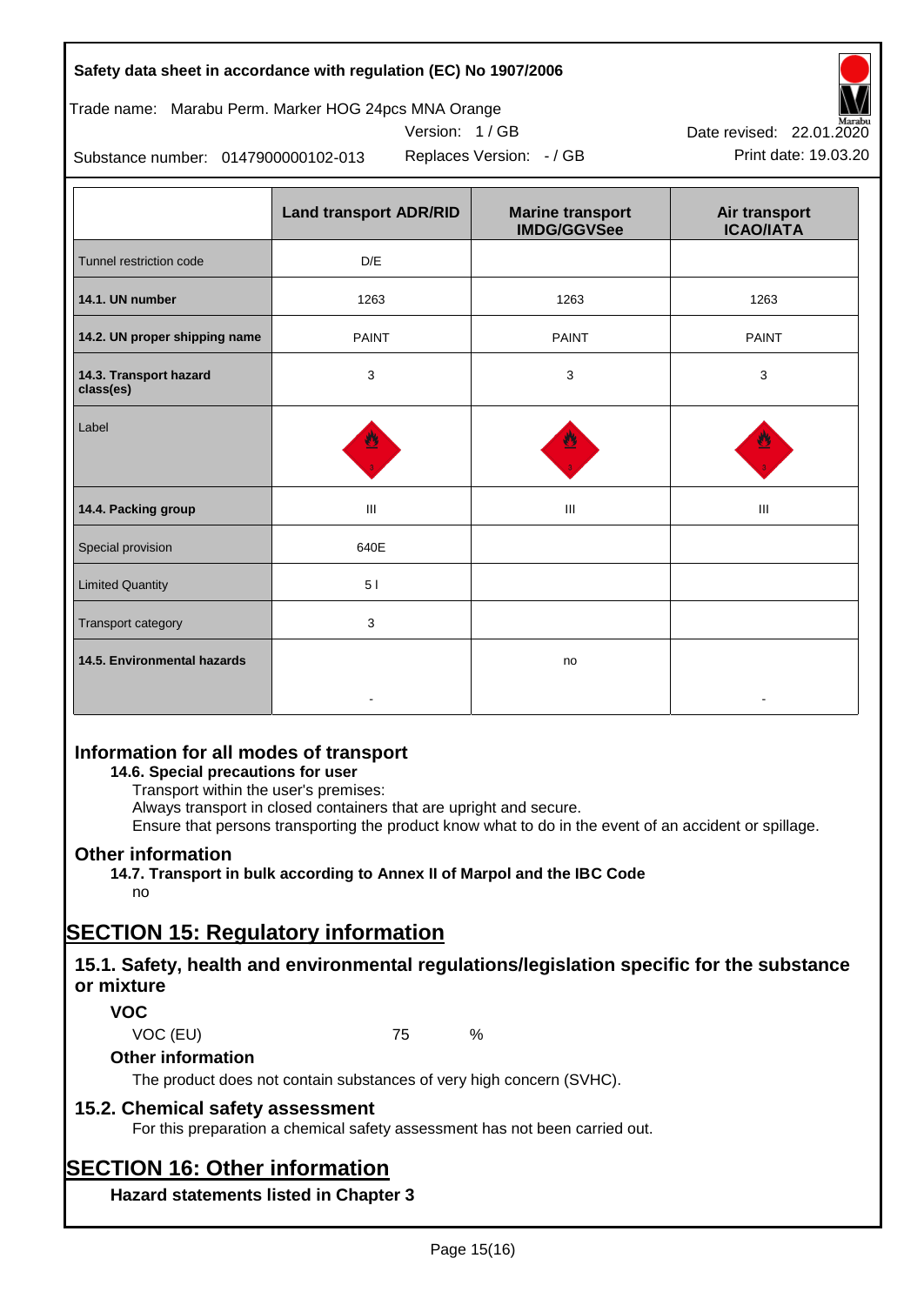| | Land transport ADR/RID | Marine transport IMDG/GGVSee | Air transport ICAO/IATA |
|---|---|---|---|
| Tunnel restriction code | D/E | | |
| **14.1. UN number** | 1263 | 1263 | 1263 |
| **14.2. UN proper shipping name** | PAINT | PAINT | PAINT |
| **14.3. Transport hazard class(es)** | 3 | 3 | 3 |
| Label | | | |
| **14.4. Packing group** | III | III | III |
| Special provision | 640E | | |
| Limited Quantity | 5 l | | |
| Transport category | 3 | | |
| **14.5. Environmental hazards** | - | no | - |

## Information for all modes of transport

**14.6. Special precautions for user**

Transport within the user's premises:
Always transport in closed containers that are upright and secure.
Ensure that persons transporting the product know what to do in the event of an accident or spillage.

## Other information

**14.7. Transport in bulk according to Annex II of Marpol and the IBC Code**

no

# SECTION 15: Regulatory information

## 15.1. Safety, health and environmental regulations/legislation specific for the substance or mixture

### VOC

VOC (EU) 75 %

### Other information

The product does not contain substances of very high concern (SVHC).

## 15.2. Chemical safety assessment

For this preparation a chemical safety assessment has not been carried out.

# SECTION 16: Other information

### Hazard statements listed in Chapter 3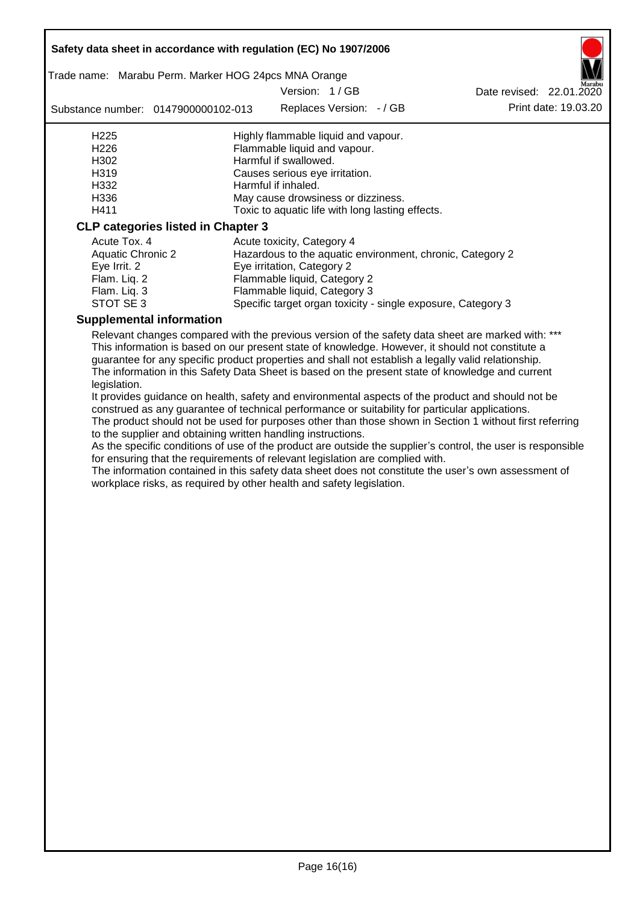| | |
|---|---|
| H225 | Highly flammable liquid and vapour. |
| H226 | Flammable liquid and vapour. |
| H302 | Harmful if swallowed. |
| H319 | Causes serious eye irritation. |
| H332 | Harmful if inhaled. |
| H336 | May cause drowsiness or dizziness. |
| H411 | Toxic to aquatic life with long lasting effects. |

### CLP categories listed in Chapter 3

| | |
|---|---|
| Acute Tox. 4 | Acute toxicity, Category 4 |
| Aquatic Chronic 2 | Hazardous to the aquatic environment, chronic, Category 2 |
| Eye Irrit. 2 | Eye irritation, Category 2 |
| Flam. Liq. 2 | Flammable liquid, Category 2 |
| Flam. Liq. 3 | Flammable liquid, Category 3 |
| STOT SE 3 | Specific target organ toxicity - single exposure, Category 3 |

### Supplemental information

Relevant changes compared with the previous version of the safety data sheet are marked with: ***
This information is based on our present state of knowledge. However, it should not constitute a guarantee for any specific product properties and shall not establish a legally valid relationship.
The information in this Safety Data Sheet is based on the present state of knowledge and current legislation.
It provides guidance on health, safety and environmental aspects of the product and should not be construed as any guarantee of technical performance or suitability for particular applications.
The product should not be used for purposes other than those shown in Section 1 without first referring to the supplier and obtaining written handling instructions.
As the specific conditions of use of the product are outside the supplier's control, the user is responsible for ensuring that the requirements of relevant legislation are complied with.
The information contained in this safety data sheet does not constitute the user's own assessment of workplace risks, as required by other health and safety legislation.